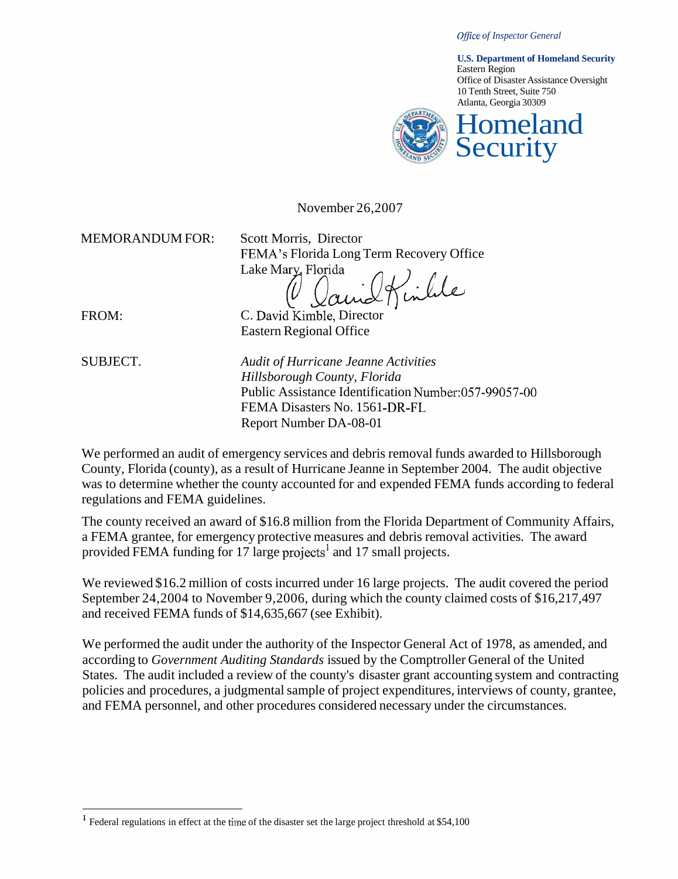*Office of Inspector General*

**U.S. Department of Homeland Security**
Eastern Region
Office of Disaster Assistance Oversight
10 Tenth Street, Suite 750
Atlanta, Georgia 30309

Homeland Security

November 26,2007

MEMORANDUM FOR: Scott Morris, Director
FEMA's Florida Long Term Recovery Office
Lake Mary, Florida

FROM: C. David Kimble, Director
Eastern Regional Office

SUBJECT. *Audit of Hurricane Jeanne Activities*
*Hillsborough County, Florida*
Public Assistance Identification Number:057-99057-00
FEMA Disasters No. 1561-DR-FL
Report Number DA-08-01

We performed an audit of emergency services and debris removal funds awarded to Hillsborough County, Florida (county), as a result of Hurricane Jeanne in September 2004. The audit objective was to determine whether the county accounted for and expended FEMA funds according to federal regulations and FEMA guidelines.

The county received an award of $16.8 million from the Florida Department of Community Affairs, a FEMA grantee, for emergency protective measures and debris removal activities. The award provided FEMA funding for 17 large projects[1] and 17 small projects.

We reviewed $16.2 million of costs incurred under 16 large projects. The audit covered the period September 24,2004 to November 9,2006, during which the county claimed costs of $16,217,497 and received FEMA funds of $14,635,667 (see Exhibit).

We performed the audit under the authority of the Inspector General Act of 1978, as amended, and according to *Government Auditing Standards* issued by the Comptroller General of the United States. The audit included a review of the county's disaster grant accounting system and contracting policies and procedures, a judgmental sample of project expenditures, interviews of county, grantee, and FEMA personnel, and other procedures considered necessary under the circumstances.

---

[1] Federal regulations in effect at the time of the disaster set the large project threshold at $54,100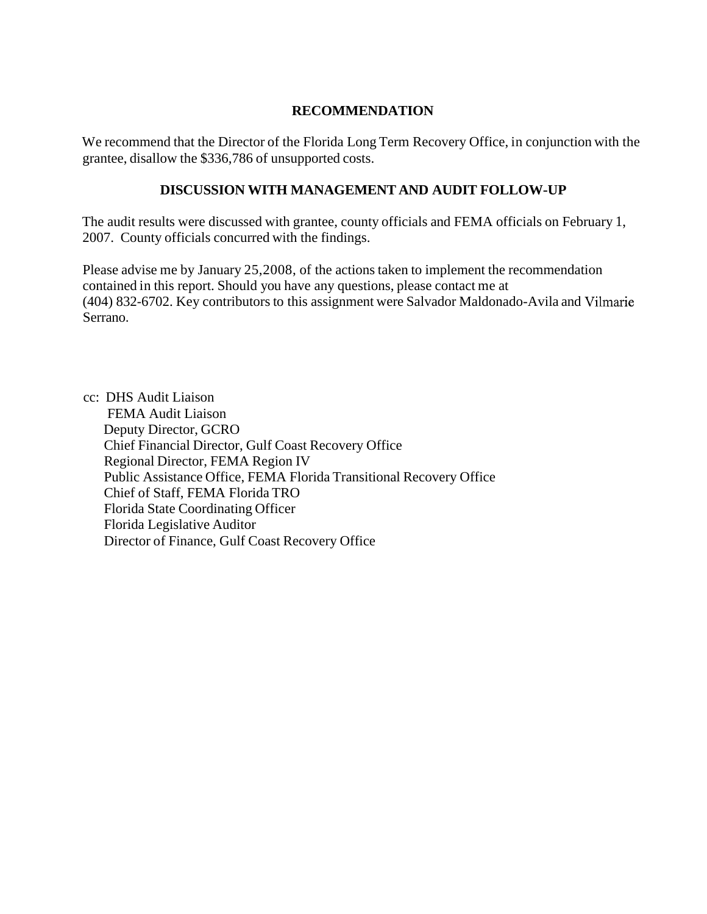## RECOMMENDATION

We recommend that the Director of the Florida Long Term Recovery Office, in conjunction with the grantee, disallow the $336,786 of unsupported costs.

## DISCUSSION WITH MANAGEMENT AND AUDIT FOLLOW-UP

The audit results were discussed with grantee, county officials and FEMA officials on February 1, 2007. County officials concurred with the findings.

Please advise me by January 25,2008, of the actions taken to implement the recommendation contained in this report. Should you have any questions, please contact me at (404) 832-6702. Key contributors to this assignment were Salvador Maldonado-Avila and Vilmarie Serrano.

cc: DHS Audit Liaison
FEMA Audit Liaison
Deputy Director, GCRO
Chief Financial Director, Gulf Coast Recovery Office
Regional Director, FEMA Region IV
Public Assistance Office, FEMA Florida Transitional Recovery Office
Chief of Staff, FEMA Florida TRO
Florida State Coordinating Officer
Florida Legislative Auditor
Director of Finance, Gulf Coast Recovery Office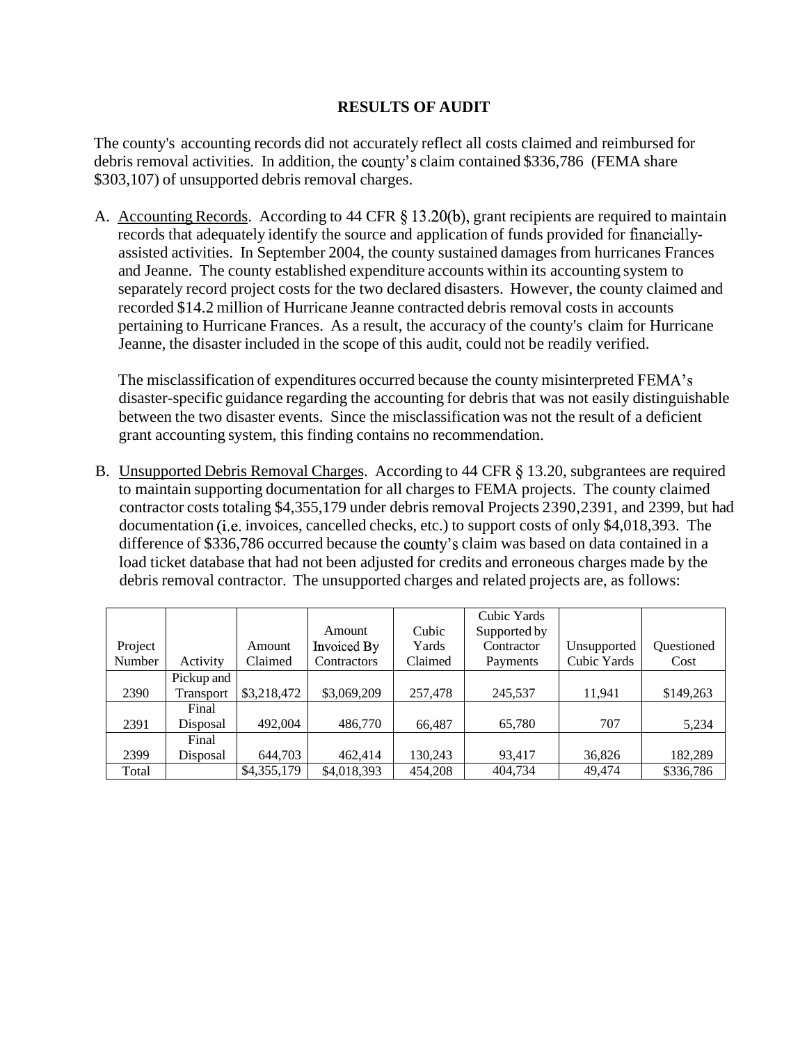## RESULTS OF AUDIT

The county's accounting records did not accurately reflect all costs claimed and reimbursed for debris removal activities. In addition, the county's claim contained $336,786 (FEMA share $303,107) of unsupported debris removal charges.

A. Accounting Records. According to 44 CFR § 13.20(b), grant recipients are required to maintain records that adequately identify the source and application of funds provided for financially-assisted activities. In September 2004, the county sustained damages from hurricanes Frances and Jeanne. The county established expenditure accounts within its accounting system to separately record project costs for the two declared disasters. However, the county claimed and recorded $14.2 million of Hurricane Jeanne contracted debris removal costs in accounts pertaining to Hurricane Frances. As a result, the accuracy of the county's claim for Hurricane Jeanne, the disaster included in the scope of this audit, could not be readily verified.

   The misclassification of expenditures occurred because the county misinterpreted FEMA's disaster-specific guidance regarding the accounting for debris that was not easily distinguishable between the two disaster events. Since the misclassification was not the result of a deficient grant accounting system, this finding contains no recommendation.

B. Unsupported Debris Removal Charges. According to 44 CFR § 13.20, subgrantees are required to maintain supporting documentation for all charges to FEMA projects. The county claimed contractor costs totaling $4,355,179 under debris removal Projects 2390, 2391, and 2399, but had documentation (i.e. invoices, cancelled checks, etc.) to support costs of only $4,018,393. The difference of $336,786 occurred because the county's claim was based on data contained in a load ticket database that had not been adjusted for credits and erroneous charges made by the debris removal contractor. The unsupported charges and related projects are, as follows:

| Project Number | Activity | Amount Claimed | Amount Invoiced By Contractors | Cubic Yards Claimed | Cubic Yards Supported by Contractor Payments | Unsupported Cubic Yards | Questioned Cost |
|---|---|---|---|---|---|---|---|
| 2390 | Pickup and Transport | $3,218,472 | $3,069,209 | 257,478 | 245,537 | 11,941 | $149,263 |
| 2391 | Final Disposal | 492,004 | 486,770 | 66,487 | 65,780 | 707 | 5,234 |
| 2399 | Final Disposal | 644,703 | 462,414 | 130,243 | 93,417 | 36,826 | 182,289 |
| Total | | $4,355,179 | $4,018,393 | 454,208 | 404,734 | 49,474 | $336,786 |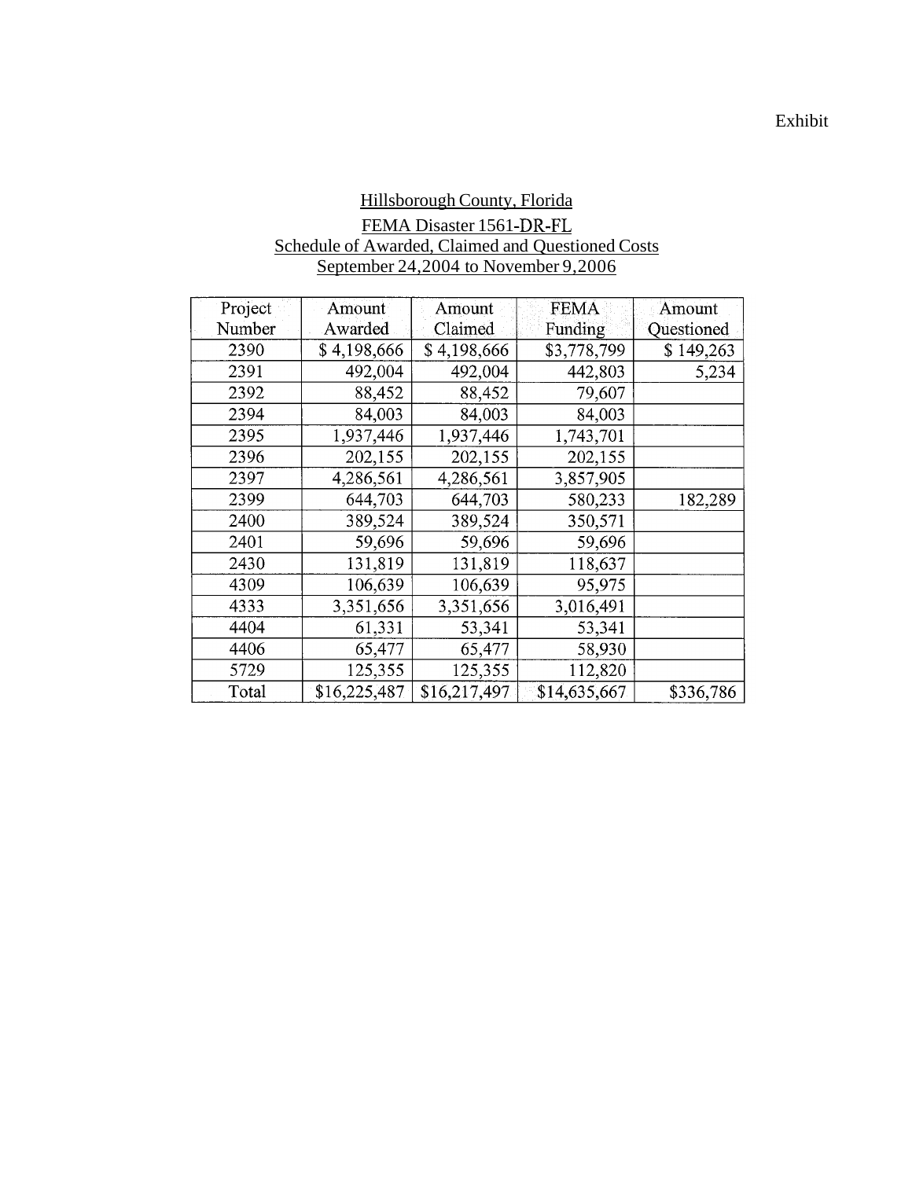Exhibit

Hillsborough County, Florida
FEMA Disaster 1561-DR-FL
Schedule of Awarded, Claimed and Questioned Costs
September 24,2004 to November 9,2006

| Project Number | Amount Awarded | Amount Claimed | FEMA Funding | Amount Questioned |
|---|---|---|---|---|
| 2390 | $ 4,198,666 | $ 4,198,666 | $3,778,799 | $ 149,263 |
| 2391 | 492,004 | 492,004 | 442,803 | 5,234 |
| 2392 | 88,452 | 88,452 | 79,607 | |
| 2394 | 84,003 | 84,003 | 84,003 | |
| 2395 | 1,937,446 | 1,937,446 | 1,743,701 | |
| 2396 | 202,155 | 202,155 | 202,155 | |
| 2397 | 4,286,561 | 4,286,561 | 3,857,905 | |
| 2399 | 644,703 | 644,703 | 580,233 | 182,289 |
| 2400 | 389,524 | 389,524 | 350,571 | |
| 2401 | 59,696 | 59,696 | 59,696 | |
| 2430 | 131,819 | 131,819 | 118,637 | |
| 4309 | 106,639 | 106,639 | 95,975 | |
| 4333 | 3,351,656 | 3,351,656 | 3,016,491 | |
| 4404 | 61,331 | 53,341 | 53,341 | |
| 4406 | 65,477 | 65,477 | 58,930 | |
| 5729 | 125,355 | 125,355 | 112,820 | |
| Total | $16,225,487 | $16,217,497 | $14,635,667 | $336,786 |